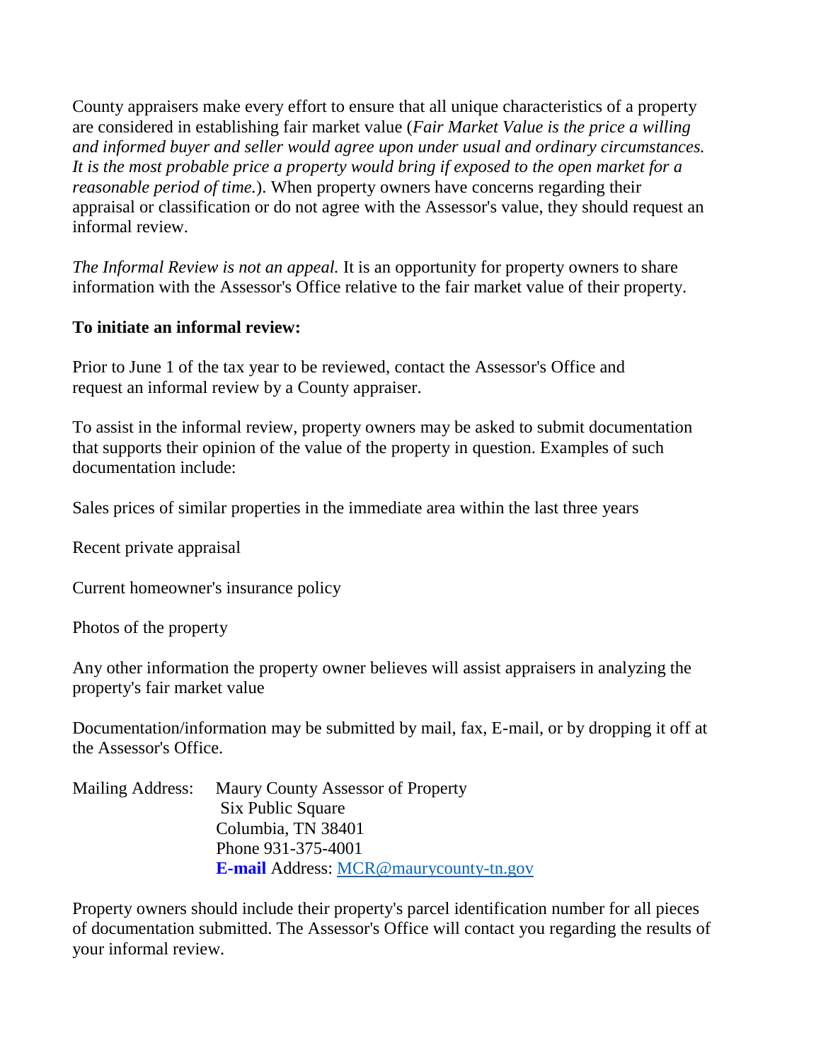County appraisers make every effort to ensure that all unique characteristics of a property are considered in establishing fair market value (*Fair Market Value is the price a willing and informed buyer and seller would agree upon under usual and ordinary circumstances. It is the most probable price a property would bring if exposed to the open market for a reasonable period of time.*). When property owners have concerns regarding their appraisal or classification or do not agree with the Assessor's value, they should request an informal review.

*The Informal Review is not an appeal.* It is an opportunity for property owners to share information with the Assessor's Office relative to the fair market value of their property.

**To initiate an informal review:**

Prior to June 1 of the tax year to be reviewed, contact the Assessor's Office and request an informal review by a County appraiser.

To assist in the informal review, property owners may be asked to submit documentation that supports their opinion of the value of the property in question. Examples of such documentation include:

Sales prices of similar properties in the immediate area within the last three years

Recent private appraisal

Current homeowner's insurance policy

Photos of the property

Any other information the property owner believes will assist appraisers in analyzing the property's fair market value

Documentation/information may be submitted by mail, fax, E-mail, or by dropping it off at the Assessor's Office.

Mailing Address: Maury County Assessor of Property
Six Public Square
Columbia, TN 38401
Phone 931-375-4001
**E-mail** Address: MCR@maurycounty-tn.gov

Property owners should include their property's parcel identification number for all pieces of documentation submitted. The Assessor's Office will contact you regarding the results of your informal review.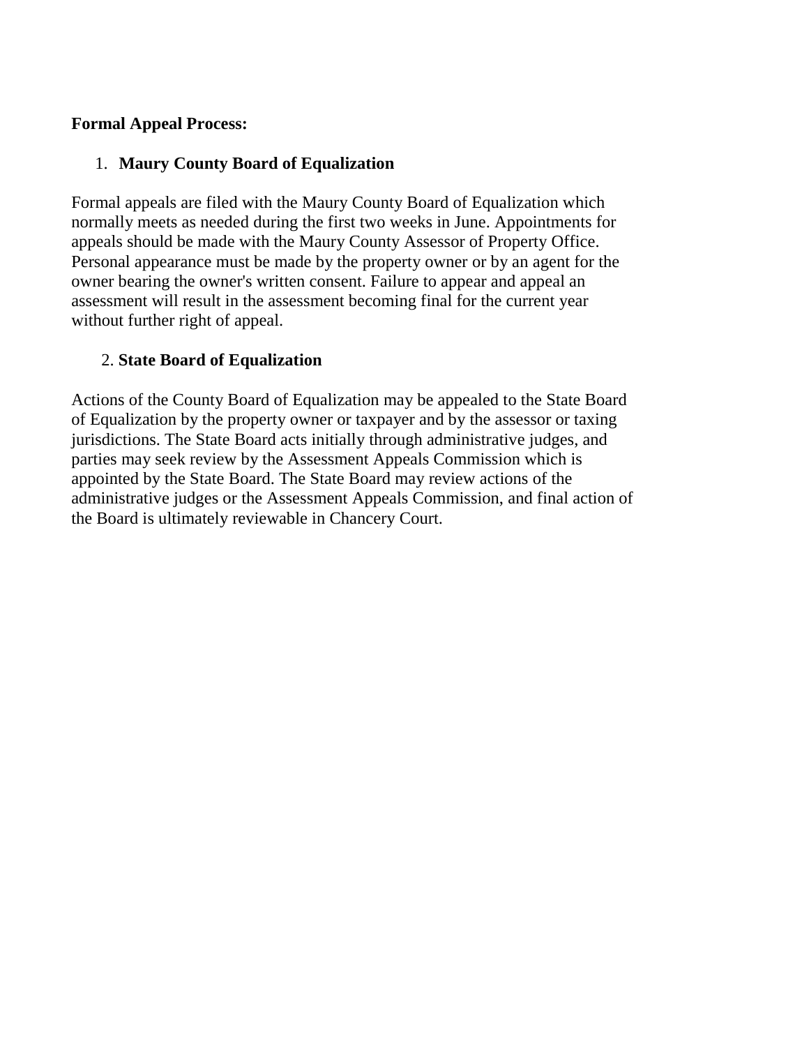**Formal Appeal Process:**

1. **Maury County Board of Equalization**

Formal appeals are filed with the Maury County Board of Equalization which normally meets as needed during the first two weeks in June. Appointments for appeals should be made with the Maury County Assessor of Property Office. Personal appearance must be made by the property owner or by an agent for the owner bearing the owner's written consent. Failure to appear and appeal an assessment will result in the assessment becoming final for the current year without further right of appeal.

2. **State Board of Equalization**

Actions of the County Board of Equalization may be appealed to the State Board of Equalization by the property owner or taxpayer and by the assessor or taxing jurisdictions. The State Board acts initially through administrative judges, and parties may seek review by the Assessment Appeals Commission which is appointed by the State Board. The State Board may review actions of the administrative judges or the Assessment Appeals Commission, and final action of the Board is ultimately reviewable in Chancery Court.